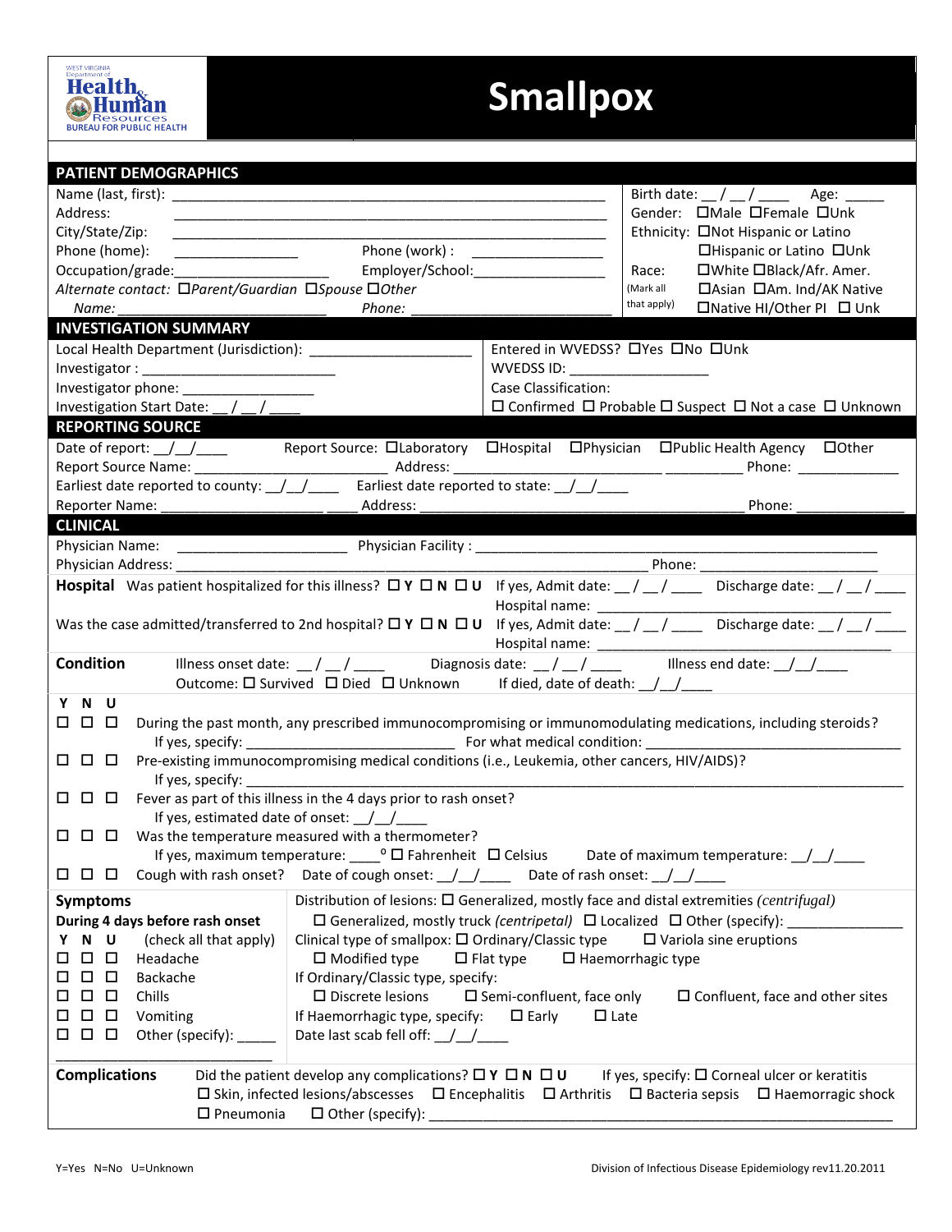West Virginia Department of Health & Human Resources
BUREAU FOR PUBLIC HEALTH

# Smallpox

## PATIENT DEMOGRAPHICS

Name (last, first): ______________________________________________

Address: ______________________________________________

City/State/Zip: ______________________________________________

Phone (home): ______________ Phone (work) : ______________

Occupation/grade: __________________ Employer/School: ________________

*Alternate contact:* ☐*Parent/Guardian* ☐*Spouse* ☐*Other*

*Name:* ________________________ *Phone:* ________________________

Birth date: __ / __ / ____ Age: _____

Gender: ☐Male ☐Female ☐Unk

Ethnicity: ☐Not Hispanic or Latino ☐Hispanic or Latino ☐Unk

Race: (Mark all that apply) ☐White ☐Black/Afr. Amer. ☐Asian ☐Am. Ind/AK Native ☐Native HI/Other PI ☐ Unk

## INVESTIGATION SUMMARY

Local Health Department (Jurisdiction): ____________________

Investigator : ________________________

Investigator phone: ________________

Investigation Start Date: __ / __ / ____

Entered in WVEDSS? ☐Yes ☐No ☐Unk

WVEDSS ID: ________________

Case Classification:

☐ Confirmed ☐ Probable ☐ Suspect ☐ Not a case ☐ Unknown

## REPORTING SOURCE

Date of report: __/__/____ Report Source: ☐Laboratory ☐Hospital ☐Physician ☐Public Health Agency ☐Other

Report Source Name: ______________________ Address: ______________________ Phone: ____________

Earliest date reported to county: __/__/____ Earliest date reported to state: __/__/____

Reporter Name: ______________________ Address: ______________________ Phone: ____________

## CLINICAL

Physician Name: ____________________ Physician Facility : ______________________________________

Physician Address: ______________________________________ Phone: ______________________

**Hospital** Was patient hospitalized for this illness? ☐ **Y** ☐ **N** ☐ **U** If yes, Admit date: __ / __ / ____ Discharge date: __ / __ / ____

Hospital name: ________________________________

Was the case admitted/transferred to 2nd hospital? ☐ **Y** ☐ **N** ☐ **U** If yes, Admit date: __ / __ / ____ Discharge date: __ / __ / ____

Hospital name: ________________________________

**Condition** Illness onset date: __ / __ / ____ Diagnosis date: __ / __ / ____ Illness end date: __/__/____

Outcome: ☐ Survived ☐ Died ☐ Unknown If died, date of death: __/__/____

**Y N U**

☐ ☐ ☐ During the past month, any prescribed immunocompromising or immunomodulating medications, including steroids?
If yes, specify: ________________________ For what medical condition: ________________________________

☐ ☐ ☐ Pre-existing immunocompromising medical conditions (i.e., Leukemia, other cancers, HIV/AIDS)?
If yes, specify: ______________________________________________________________

☐ ☐ ☐ Fever as part of this illness in the 4 days prior to rash onset?
If yes, estimated date of onset: __/__/____

☐ ☐ ☐ Was the temperature measured with a thermometer?
If yes, maximum temperature: ____° ☐ Fahrenheit ☐ Celsius Date of maximum temperature: __/__/____

☐ ☐ ☐ Cough with rash onset? Date of cough onset: __/__/____ Date of rash onset: __/__/____

**Symptoms**

**During 4 days before rash onset**

| Y | N | U | (check all that apply) |
|---|---|---|---|
| ☐ | ☐ | ☐ | Headache |
| ☐ | ☐ | ☐ | Backache |
| ☐ | ☐ | ☐ | Chills |
| ☐ | ☐ | ☐ | Vomiting |
| ☐ | ☐ | ☐ | Other (specify): _____ ________________________ |

Distribution of lesions: ☐ Generalized, mostly face and distal extremities *(centrifugal)*
☐ Generalized, mostly truck *(centripetal)* ☐ Localized ☐ Other (specify): ______________

Clinical type of smallpox: ☐ Ordinary/Classic type ☐ Variola sine eruptions
☐ Modified type ☐ Flat type ☐ Haemorrhagic type

If Ordinary/Classic type, specify:
☐ Discrete lesions ☐ Semi-confluent, face only ☐ Confluent, face and other sites

If Haemorrhagic type, specify: ☐ Early ☐ Late

Date last scab fell off: __/__/____

**Complications** Did the patient develop any complications? ☐ **Y** ☐ **N** ☐ **U** If yes, specify: ☐ Corneal ulcer or keratitis
☐ Skin, infected lesions/abscesses ☐ Encephalitis ☐ Arthritis ☐ Bacteria sepsis ☐ Haemorragic shock
☐ Pneumonia ☐ Other (specify): ________________________________________________

Y=Yes N=No U=Unknown

Division of Infectious Disease Epidemiology rev11.20.2011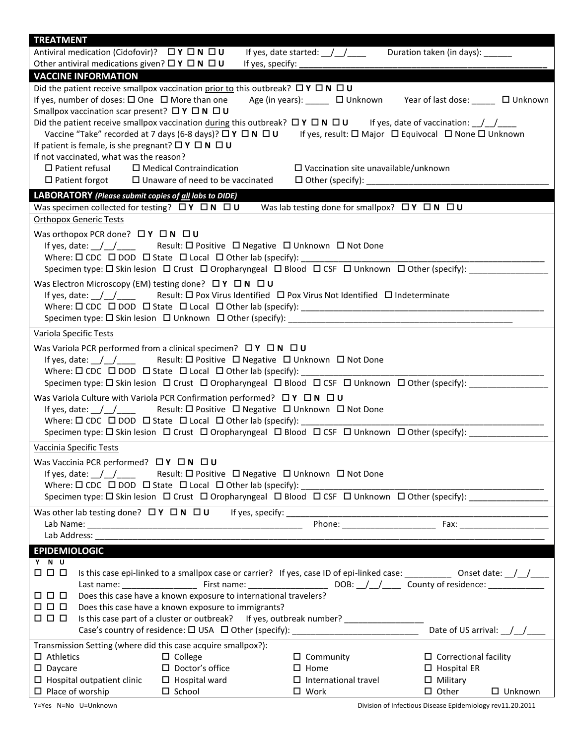## TREATMENT

Antiviral medication (Cidofovir)? ☐ Y ☐ N ☐ U If yes, date started: \_\_/\_\_/\_\_\_\_ Duration taken (in days): \_\_\_\_\_\_

Other antiviral medications given? ☐ Y ☐ N ☐ U If yes, specify: \_\_\_\_\_\_\_\_\_\_\_\_\_\_\_\_\_\_\_\_\_\_\_\_\_\_\_\_\_\_\_\_\_\_\_\_\_\_\_\_

## VACCINE INFORMATION

Did the patient receive smallpox vaccination prior to this outbreak? ☐ Y ☐ N ☐ U

If yes, number of doses: ☐ One ☐ More than one Age (in years): \_\_\_\_\_ ☐ Unknown Year of last dose: \_\_\_\_\_ ☐ Unknown

Smallpox vaccination scar present? ☐ Y ☐ N ☐ U

Did the patient receive smallpox vaccination during this outbreak? ☐ Y ☐ N ☐ U If yes, date of vaccination: \_\_/\_\_/\_\_\_\_

Vaccine "Take" recorded at 7 days (6-8 days)? ☐ Y ☐ N ☐ U If yes, result: ☐ Major ☐ Equivocal ☐ None ☐ Unknown

If patient is female, is she pregnant? ☐ Y ☐ N ☐ U

If not vaccinated, what was the reason?

☐ Patient refusal ☐ Medical Contraindication ☐ Vaccination site unavailable/unknown

☐ Patient forgot ☐ Unaware of need to be vaccinated ☐ Other (specify): \_\_\_\_\_\_\_\_\_\_\_\_\_\_\_\_\_\_\_\_\_\_\_\_\_\_\_\_\_\_\_\_\_\_\_\_

## LABORATORY *(Please submit copies of all labs to DIDE)*

Was specimen collected for testing? ☐ Y ☐ N ☐ U Was lab testing done for smallpox? ☐ Y ☐ N ☐ U

### Orthopox Generic Tests

Was orthopox PCR done? ☐ Y ☐ N ☐ U

If yes, date: \_\_/\_\_/\_\_\_\_ Result: ☐ Positive ☐ Negative ☐ Unknown ☐ Not Done

Where: ☐ CDC ☐ DOD ☐ State ☐ Local ☐ Other lab (specify): \_\_\_\_\_\_\_\_\_\_\_\_\_\_\_\_\_\_\_\_\_\_\_\_\_\_\_\_\_\_\_\_\_\_\_\_\_\_\_\_\_\_\_\_

Specimen type: ☐ Skin lesion ☐ Crust ☐ Oropharyngeal ☐ Blood ☐ CSF ☐ Unknown ☐ Other (specify): \_\_\_\_\_\_\_\_\_\_\_\_\_\_\_\_

Was Electron Microscopy (EM) testing done? ☐ Y ☐ N ☐ U

If yes, date: \_\_/\_\_/\_\_\_\_ Result: ☐ Pox Virus Identified ☐ Pox Virus Not Identified ☐ Indeterminate

Where: ☐ CDC ☐ DOD ☐ State ☐ Local ☐ Other lab (specify): \_\_\_\_\_\_\_\_\_\_\_\_\_\_\_\_\_\_\_\_\_\_\_\_\_\_\_\_\_\_\_\_\_\_\_\_\_\_\_\_\_\_\_\_

Specimen type: ☐ Skin lesion ☐ Unknown ☐ Other (specify): \_\_\_\_\_\_\_\_\_\_\_\_\_\_\_\_\_\_\_\_\_\_\_\_\_\_\_\_\_\_\_\_\_\_\_\_\_\_\_\_\_\_

### Variola Specific Tests

Was Variola PCR performed from a clinical specimen? ☐ Y ☐ N ☐ U

If yes, date: \_\_/\_\_/\_\_\_\_ Result: ☐ Positive ☐ Negative ☐ Unknown ☐ Not Done

Where: ☐ CDC ☐ DOD ☐ State ☐ Local ☐ Other lab (specify): \_\_\_\_\_\_\_\_\_\_\_\_\_\_\_\_\_\_\_\_\_\_\_\_\_\_\_\_\_\_\_\_\_\_\_\_\_\_\_\_\_\_\_\_

Specimen type: ☐ Skin lesion ☐ Crust ☐ Oropharyngeal ☐ Blood ☐ CSF ☐ Unknown ☐ Other (specify): \_\_\_\_\_\_\_\_\_\_\_\_\_\_\_\_

Was Variola Culture with Variola PCR Confirmation performed? ☐ Y ☐ N ☐ U

If yes, date: \_\_/\_\_/\_\_\_\_ Result: ☐ Positive ☐ Negative ☐ Unknown ☐ Not Done

Where: ☐ CDC ☐ DOD ☐ State ☐ Local ☐ Other lab (specify): \_\_\_\_\_\_\_\_\_\_\_\_\_\_\_\_\_\_\_\_\_\_\_\_\_\_\_\_\_\_\_\_\_\_\_\_\_\_\_\_\_\_\_\_

Specimen type: ☐ Skin lesion ☐ Crust ☐ Oropharyngeal ☐ Blood ☐ CSF ☐ Unknown ☐ Other (specify): \_\_\_\_\_\_\_\_\_\_\_\_\_\_\_\_

### Vaccinia Specific Tests

Was Vaccinia PCR performed? ☐ Y ☐ N ☐ U

If yes, date: \_\_/\_\_/\_\_\_\_ Result: ☐ Positive ☐ Negative ☐ Unknown ☐ Not Done

Where: ☐ CDC ☐ DOD ☐ State ☐ Local ☐ Other lab (specify): \_\_\_\_\_\_\_\_\_\_\_\_\_\_\_\_\_\_\_\_\_\_\_\_\_\_\_\_\_\_\_\_\_\_\_\_\_\_\_\_\_\_\_\_

Specimen type: ☐ Skin lesion ☐ Crust ☐ Oropharyngeal ☐ Blood ☐ CSF ☐ Unknown ☐ Other (specify): \_\_\_\_\_\_\_\_\_\_\_\_\_\_\_\_

Was other lab testing done? ☐ Y ☐ N ☐ U If yes, specify: \_\_\_\_\_\_\_\_\_\_\_\_\_\_\_\_\_\_\_\_\_\_\_\_\_\_\_\_\_\_\_\_\_\_\_\_\_\_\_\_\_\_\_\_

Lab Name: \_\_\_\_\_\_\_\_\_\_\_\_\_\_\_\_\_\_\_\_\_\_\_\_\_\_\_\_\_\_\_\_\_\_\_\_ Phone: \_\_\_\_\_\_\_\_\_\_\_\_\_\_\_\_\_\_ Fax: \_\_\_\_\_\_\_\_\_\_\_\_\_\_\_\_\_\_

Lab Address: \_\_\_\_\_\_\_\_\_\_\_\_\_\_\_\_\_\_\_\_\_\_\_\_\_\_\_\_\_\_\_\_\_\_\_\_\_\_\_\_\_\_\_\_\_\_\_\_\_\_\_\_\_\_\_\_\_\_\_\_\_\_\_\_\_\_\_\_\_\_\_\_\_\_

## EPIDEMIOLOGIC

| Y | N | U | |
|---|---|---|---|
| ☐ | ☐ | ☐ | Is this case epi-linked to a smallpox case or carrier? If yes, case ID of epi-linked case: \_\_\_\_\_\_\_\_\_\_ Onset date: \_\_/\_\_/\_\_\_\_<br>Last name: \_\_\_\_\_\_\_\_\_\_\_\_\_\_\_\_ First name: \_\_\_\_\_\_\_\_\_\_\_\_\_\_\_\_\_ DOB: \_\_/\_\_/\_\_\_\_ County of residence: \_\_\_\_\_\_\_\_\_\_\_\_ |
| ☐ | ☐ | ☐ | Does this case have a known exposure to international travelers? |
| ☐ | ☐ | ☐ | Does this case have a known exposure to immigrants? |
| ☐ | ☐ | ☐ | Is this case part of a cluster or outbreak? If yes, outbreak number? \_\_\_\_\_\_\_\_\_\_\_\_\_\_\_\_<br>Case's country of residence: ☐ USA ☐ Other (specify): \_\_\_\_\_\_\_\_\_\_\_\_\_\_\_\_\_\_\_\_\_\_\_\_\_\_\_ Date of US arrival: \_\_/\_\_/\_\_\_\_ |

Transmission Setting (where did this case acquire smallpox?):

| | | | |
|---|---|---|---|
| ☐ Athletics | ☐ College | ☐ Community | ☐ Correctional facility |
| ☐ Daycare | ☐ Doctor's office | ☐ Home | ☐ Hospital ER |
| ☐ Hospital outpatient clinic | ☐ Hospital ward | ☐ International travel | ☐ Military |
| ☐ Place of worship | ☐ School | ☐ Work | ☐ Other ☐ Unknown |

Y=Yes N=No U=Unknown

Division of Infectious Disease Epidemiology rev11.20.2011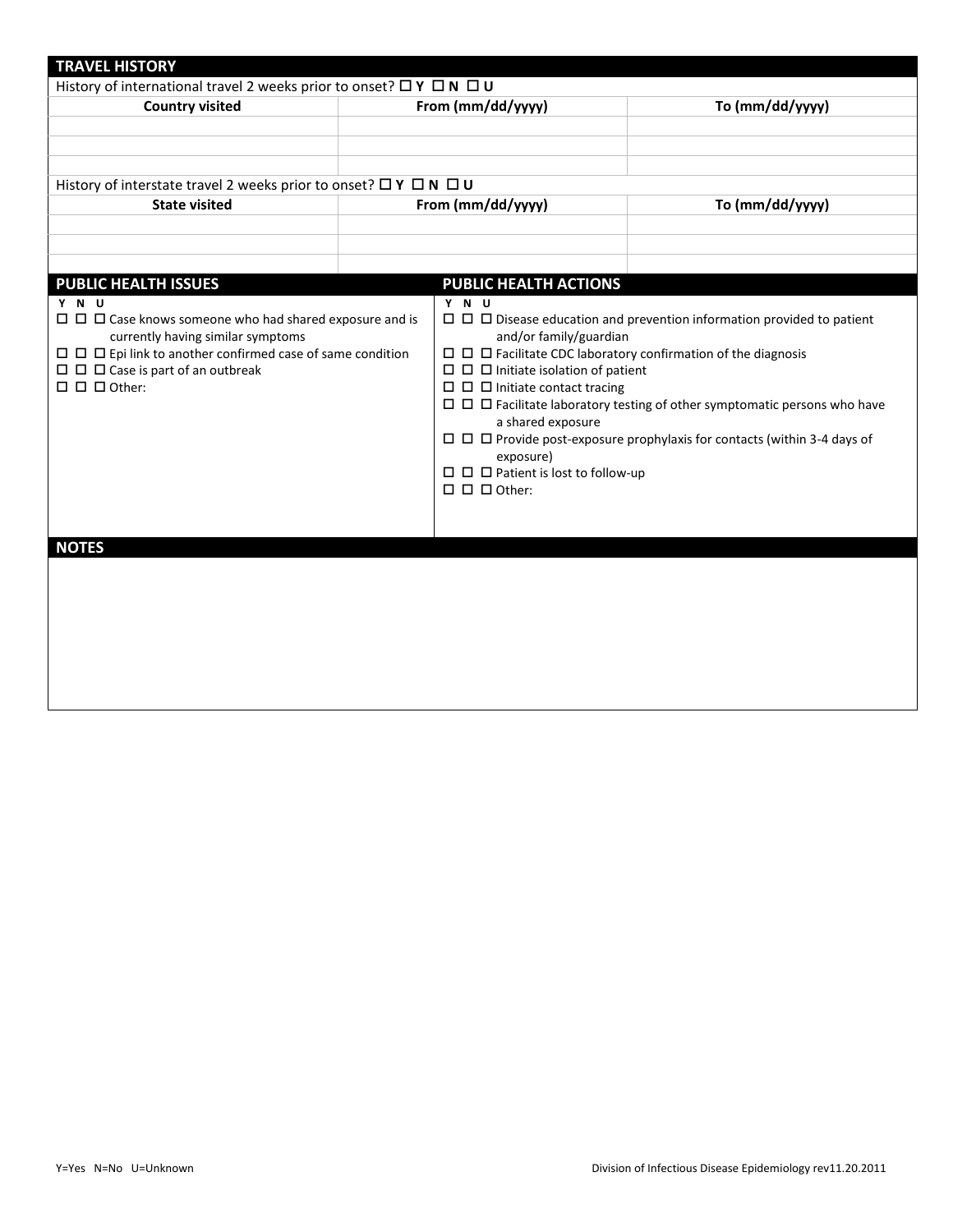## TRAVEL HISTORY

History of international travel 2 weeks prior to onset? ☐ **Y** ☐ **N** ☐ **U**

| Country visited | From (mm/dd/yyyy) | To (mm/dd/yyyy) |
|---|---|---|
| | | |
| | | |
| | | |

History of interstate travel 2 weeks prior to onset? ☐ **Y** ☐ **N** ☐ **U**

| State visited | From (mm/dd/yyyy) | To (mm/dd/yyyy) |
|---|---|---|
| | | |
| | | |
| | | |

## PUBLIC HEALTH ISSUES

**Y N U**

- ☐ ☐ ☐ Case knows someone who had shared exposure and is currently having similar symptoms
- ☐ ☐ ☐ Epi link to another confirmed case of same condition
- ☐ ☐ ☐ Case is part of an outbreak
- ☐ ☐ ☐ Other:

## PUBLIC HEALTH ACTIONS

**Y N U**

- ☐ ☐ ☐ Disease education and prevention information provided to patient and/or family/guardian
- ☐ ☐ ☐ Facilitate CDC laboratory confirmation of the diagnosis
- ☐ ☐ ☐ Initiate isolation of patient
- ☐ ☐ ☐ Initiate contact tracing
- ☐ ☐ ☐ Facilitate laboratory testing of other symptomatic persons who have a shared exposure
- ☐ ☐ ☐ Provide post-exposure prophylaxis for contacts (within 3-4 days of exposure)
- ☐ ☐ ☐ Patient is lost to follow-up
- ☐ ☐ ☐ Other:

## NOTES

Y=Yes N=No U=Unknown

Division of Infectious Disease Epidemiology rev11.20.2011